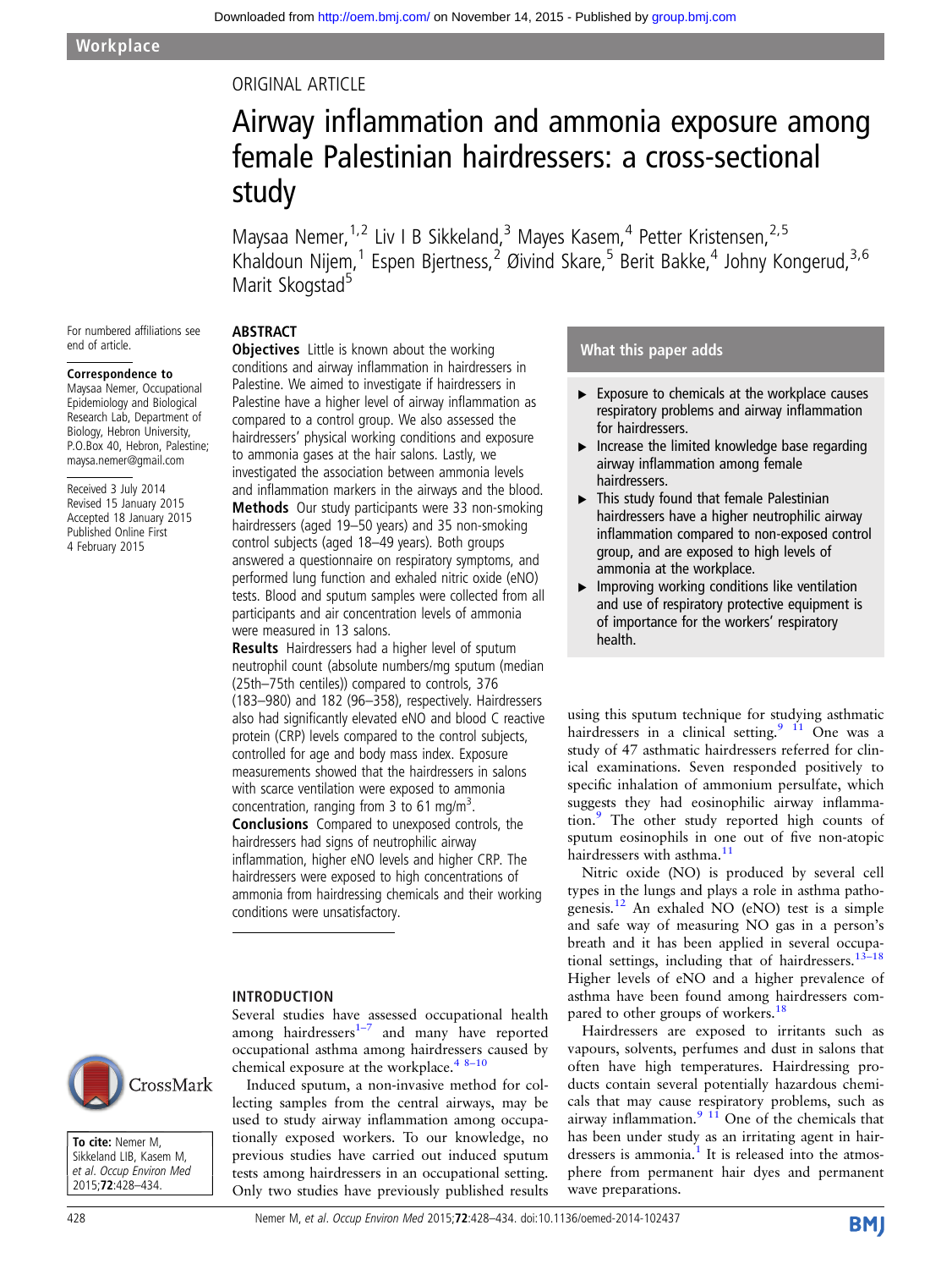ORIGINAL ARTICLE

# Airway inflammation and ammonia exposure among female Palestinian hairdressers: a cross-sectional study

Maysaa Nemer,[1,2] Liv I B Sikkeland,[3] Mayes Kasem,[4] Petter Kristensen,[2,5] Khaldoun Nijem,[1] Espen Bjertness,[2] Øivind Skare,[5] Berit Bakke,[4] Johny Kongerud,[3,6] Marit Skogstad[5]

For numbered affiliations see end of article.

**Correspondence to** Maysaa Nemer, Occupational Epidemiology and Biological Research Lab, Department of Biology, Hebron University, P.O.Box 40, Hebron, Palestine; maysa.nemer@gmail.com

Received 3 July 2014
Revised 15 January 2015
Accepted 18 January 2015
Published Online First 4 February 2015

## ABSTRACT

**Objectives** Little is known about the working conditions and airway inflammation in hairdressers in Palestine. We aimed to investigate if hairdressers in Palestine have a higher level of airway inflammation as compared to a control group. We also assessed the hairdressers' physical working conditions and exposure to ammonia gases at the hair salons. Lastly, we investigated the association between ammonia levels and inflammation markers in the airways and the blood.

**Methods** Our study participants were 33 non-smoking hairdressers (aged 19–50 years) and 35 non-smoking control subjects (aged 18–49 years). Both groups answered a questionnaire on respiratory symptoms, and performed lung function and exhaled nitric oxide (eNO) tests. Blood and sputum samples were collected from all participants and air concentration levels of ammonia were measured in 13 salons.

**Results** Hairdressers had a higher level of sputum neutrophil count (absolute numbers/mg sputum (median (25th–75th centiles)) compared to controls, 376 (183–980) and 182 (96–358), respectively. Hairdressers also had significantly elevated eNO and blood C reactive protein (CRP) levels compared to the control subjects, controlled for age and body mass index. Exposure measurements showed that the hairdressers in salons with scarce ventilation were exposed to ammonia concentration, ranging from 3 to 61 mg/m$^3$.

**Conclusions** Compared to unexposed controls, the hairdressers had signs of neutrophilic airway inflammation, higher eNO levels and higher CRP. The hairdressers were exposed to high concentrations of ammonia from hairdressing chemicals and their working conditions were unsatisfactory.

### What this paper adds

- Exposure to chemicals at the workplace causes respiratory problems and airway inflammation for hairdressers.
- Increase the limited knowledge base regarding airway inflammation among female hairdressers.
- This study found that female Palestinian hairdressers have a higher neutrophilic airway inflammation compared to non-exposed control group, and are exposed to high levels of ammonia at the workplace.
- Improving working conditions like ventilation and use of respiratory protective equipment is of importance for the workers' respiratory health.

## INTRODUCTION

Several studies have assessed occupational health among hairdressers[1–7] and many have reported occupational asthma among hairdressers caused by chemical exposure at the workplace.[4 8–10]

Induced sputum, a non-invasive method for collecting samples from the central airways, may be used to study airway inflammation among occupationally exposed workers. To our knowledge, no previous studies have carried out induced sputum tests among hairdressers in an occupational setting. Only two studies have previously published results using this sputum technique for studying asthmatic hairdressers in a clinical setting.[9 11] One was a study of 47 asthmatic hairdressers referred for clinical examinations. Seven responded positively to specific inhalation of ammonium persulfate, which suggests they had eosinophilic airway inflammation.[9] The other study reported high counts of sputum eosinophils in one out of five non-atopic hairdressers with asthma.[11]

Nitric oxide (NO) is produced by several cell types in the lungs and plays a role in asthma pathogenesis.[12] An exhaled NO (eNO) test is a simple and safe way of measuring NO gas in a person's breath and it has been applied in several occupational settings, including that of hairdressers.[13–18] Higher levels of eNO and a higher prevalence of asthma have been found among hairdressers compared to other groups of workers.[18]

Hairdressers are exposed to irritants such as vapours, solvents, perfumes and dust in salons that often have high temperatures. Hairdressing products contain several potentially hazardous chemicals that may cause respiratory problems, such as airway inflammation.[9 11] One of the chemicals that has been under study as an irritating agent in hairdressers is ammonia.[1] It is released into the atmosphere from permanent hair dyes and permanent wave preparations.

**To cite:** Nemer M, Sikkeland LIB, Kasem M, et al. Occup Environ Med 2015;72:428–434.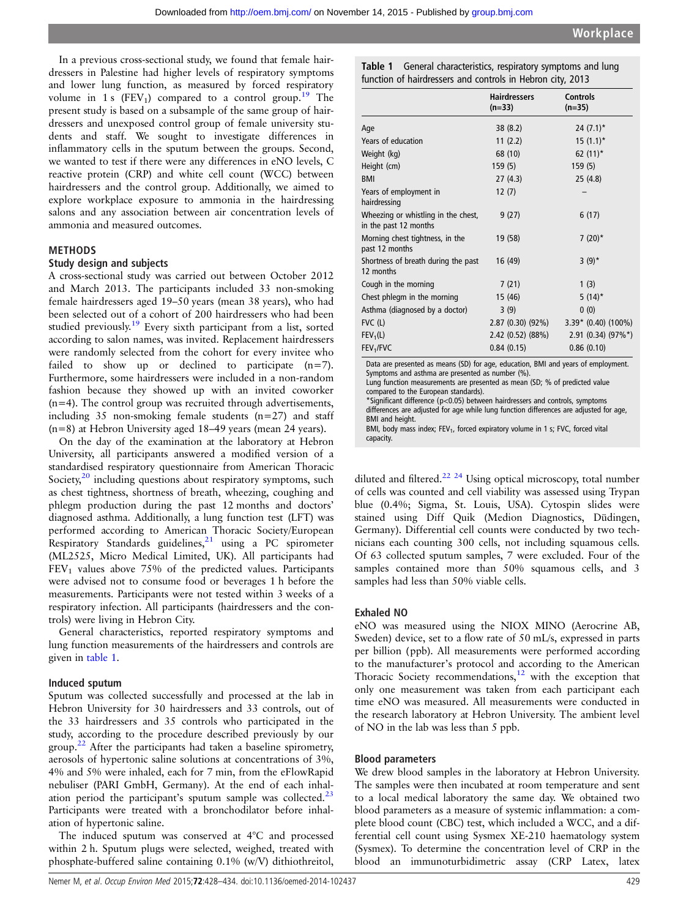In a previous cross-sectional study, we found that female hairdressers in Palestine had higher levels of respiratory symptoms and lower lung function, as measured by forced respiratory volume in 1 s ($FEV_1$) compared to a control group.[19] The present study is based on a subsample of the same group of hairdressers and unexposed control group of female university students and staff. We sought to investigate differences in inflammatory cells in the sputum between the groups. Second, we wanted to test if there were any differences in eNO levels, C reactive protein (CRP) and white cell count (WCC) between hairdressers and the control group. Additionally, we aimed to explore workplace exposure to ammonia in the hairdressing salons and any association between air concentration levels of ammonia and measured outcomes.

## METHODS

### Study design and subjects

A cross-sectional study was carried out between October 2012 and March 2013. The participants included 33 non-smoking female hairdressers aged 19–50 years (mean 38 years), who had been selected out of a cohort of 200 hairdressers who had been studied previously.[19] Every sixth participant from a list, sorted according to salon names, was invited. Replacement hairdressers were randomly selected from the cohort for every invitee who failed to show up or declined to participate (n=7). Furthermore, some hairdressers were included in a non-random fashion because they showed up with an invited coworker (n=4). The control group was recruited through advertisements, including 35 non-smoking female students (n=27) and staff (n=8) at Hebron University aged 18–49 years (mean 24 years).

On the day of the examination at the laboratory at Hebron University, all participants answered a modified version of a standardised respiratory questionnaire from American Thoracic Society,[20] including questions about respiratory symptoms, such as chest tightness, shortness of breath, wheezing, coughing and phlegm production during the past 12 months and doctors' diagnosed asthma. Additionally, a lung function test (LFT) was performed according to American Thoracic Society/European Respiratory Standards guidelines,[21] using a PC spirometer (ML2525, Micro Medical Limited, UK). All participants had $FEV_1$ values above 75% of the predicted values. Participants were advised not to consume food or beverages 1 h before the measurements. Participants were not tested within 3 weeks of a respiratory infection. All participants (hairdressers and the controls) were living in Hebron City.

General characteristics, reported respiratory symptoms and lung function measurements of the hairdressers and controls are given in table 1.

**Table 1** General characteristics, respiratory symptoms and lung function of hairdressers and controls in Hebron city, 2013

| | Hairdressers (n=33) | Controls (n=35) |
|---|---|---|
| Age | 38 (8.2) | 24 (7.1)* |
| Years of education | 11 (2.2) | 15 (1.1)* |
| Weight (kg) | 68 (10) | 62 (11)* |
| Height (cm) | 159 (5) | 159 (5) |
| BMI | 27 (4.3) | 25 (4.8) |
| Years of employment in hairdressing | 12 (7) | – |
| Wheezing or whistling in the chest, in the past 12 months | 9 (27) | 6 (17) |
| Morning chest tightness, in the past 12 months | 19 (58) | 7 (20)* |
| Shortness of breath during the past 12 months | 16 (49) | 3 (9)* |
| Cough in the morning | 7 (21) | 1 (3) |
| Chest phlegm in the morning | 15 (46) | 5 (14)* |
| Asthma (diagnosed by a doctor) | 3 (9) | 0 (0) |
| FVC (L) | 2.87 (0.30) (92%) | 3.39* (0.40) (100%) |
| $FEV_1$(L) | 2.42 (0.52) (88%) | 2.91 (0.34) (97%*) |
| $FEV_1$/FVC | 0.84 (0.15) | 0.86 (0.10) |

Data are presented as means (SD) for age, education, BMI and years of employment. Symptoms and asthma are presented as number (%).
Lung function measurements are presented as mean (SD; % of predicted value compared to the European standards).
*Significant difference ($p<0.05$) between hairdressers and controls, symptoms differences are adjusted for age while lung function differences are adjusted for age, BMI and height.
BMI, body mass index; $FEV_1$, forced expiratory volume in 1 s; FVC, forced vital capacity.

### Induced sputum

Sputum was collected successfully and processed at the lab in Hebron University for 30 hairdressers and 33 controls, out of the 33 hairdressers and 35 controls who participated in the study, according to the procedure described previously by our group.[22] After the participants had taken a baseline spirometry, aerosols of hypertonic saline solutions at concentrations of 3%, 4% and 5% were inhaled, each for 7 min, from the eFlowRapid nebuliser (PARI GmbH, Germany). At the end of each inhalation period the participant's sputum sample was collected.[23] Participants were treated with a bronchodilator before inhalation of hypertonic saline.

The induced sputum was conserved at 4°C and processed within 2 h. Sputum plugs were selected, weighed, treated with phosphate-buffered saline containing 0.1% (w/V) dithiothreitol, diluted and filtered.[22,24] Using optical microscopy, total number of cells was counted and cell viability was assessed using Trypan blue (0.4%; Sigma, St. Louis, USA). Cytospin slides were stained using Diff Quik (Medion Diagnostics, Düdingen, Germany). Differential cell counts were conducted by two technicians each counting 300 cells, not including squamous cells. Of 63 collected sputum samples, 7 were excluded. Four of the samples contained more than 50% squamous cells, and 3 samples had less than 50% viable cells.

### Exhaled NO

eNO was measured using the NIOX MINO (Aerocrine AB, Sweden) device, set to a flow rate of 50 mL/s, expressed in parts per billion (ppb). All measurements were performed according to the manufacturer's protocol and according to the American Thoracic Society recommendations,[12] with the exception that only one measurement was taken from each participant each time eNO was measured. All measurements were conducted in the research laboratory at Hebron University. The ambient level of NO in the lab was less than 5 ppb.

### Blood parameters

We drew blood samples in the laboratory at Hebron University. The samples were then incubated at room temperature and sent to a local medical laboratory the same day. We obtained two blood parameters as a measure of systemic inflammation: a complete blood count (CBC) test, which included a WCC, and a differential cell count using Sysmex XE-210 haematology system (Sysmex). To determine the concentration level of CRP in the blood an immunoturbidimetric assay (CRP Latex, latex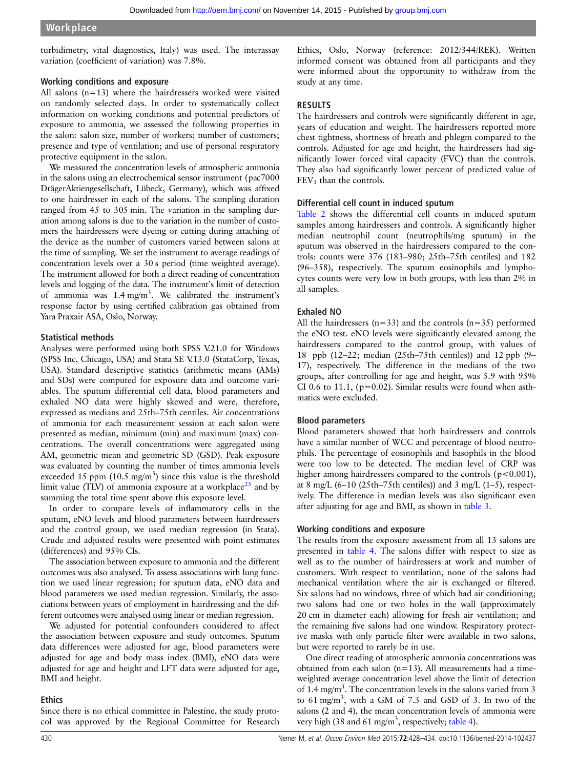turbidimetry, vital diagnostics, Italy) was used. The interassay variation (coefficient of variation) was 7.8%.

### Working conditions and exposure

All salons (n=13) where the hairdressers worked were visited on randomly selected days. In order to systematically collect information on working conditions and potential predictors of exposure to ammonia, we assessed the following properties in the salon: salon size, number of workers; number of customers; presence and type of ventilation; and use of personal respiratory protective equipment in the salon.

We measured the concentration levels of atmospheric ammonia in the salons using an electrochemical sensor instrument (pac7000 DrägerAktiengesellschaft, Lübeck, Germany), which was affixed to one hairdresser in each of the salons. The sampling duration ranged from 45 to 305 min. The variation in the sampling duration among salons is due to the variation in the number of customers the hairdressers were dyeing or cutting during attaching of the device as the number of customers varied between salons at the time of sampling. We set the instrument to average readings of concentration levels over a 30 s period (time weighted average). The instrument allowed for both a direct reading of concentration levels and logging of the data. The instrument's limit of detection of ammonia was 1.4 mg/m$^3$. We calibrated the instrument's response factor by using certified calibration gas obtained from Yara Praxair ASA, Oslo, Norway.

### Statistical methods

Analyses were performed using both SPSS V.21.0 for Windows (SPSS Inc, Chicago, USA) and Stata SE V.13.0 (StataCorp, Texas, USA). Standard descriptive statistics (arithmetic means (AMs) and SDs) were computed for exposure data and outcome variables. The sputum differential cell data, blood parameters and exhaled NO data were highly skewed and were, therefore, expressed as medians and 25th–75th centiles. Air concentrations of ammonia for each measurement session at each salon were presented as median, minimum (min) and maximum (max) concentrations. The overall concentrations were aggregated using AM, geometric mean and geometric SD (GSD). Peak exposure was evaluated by counting the number of times ammonia levels exceeded 15 ppm (10.5 mg/m$^3$) since this value is the threshold limit value (TLV) of ammonia exposure at a workplace[25] and by summing the total time spent above this exposure level.

In order to compare levels of inflammatory cells in the sputum, eNO levels and blood parameters between hairdressers and the control group, we used median regression (in Stata). Crude and adjusted results were presented with point estimates (differences) and 95% CIs.

The association between exposure to ammonia and the different outcomes was also analysed. To assess associations with lung function we used linear regression; for sputum data, eNO data and blood parameters we used median regression. Similarly, the associations between years of employment in hairdressing and the different outcomes were analysed using linear or median regression.

We adjusted for potential confounders considered to affect the association between exposure and study outcomes. Sputum data differences were adjusted for age, blood parameters were adjusted for age and body mass index (BMI), eNO data were adjusted for age and height and LFT data were adjusted for age, BMI and height.

### Ethics

Since there is no ethical committee in Palestine, the study protocol was approved by the Regional Committee for Research Ethics, Oslo, Norway (reference: 2012/344/REK). Written informed consent was obtained from all participants and they were informed about the opportunity to withdraw from the study at any time.

## RESULTS

The hairdressers and controls were significantly different in age, years of education and weight. The hairdressers reported more chest tightness, shortness of breath and phlegm compared to the controls. Adjusted for age and height, the hairdressers had significantly lower forced vital capacity (FVC) than the controls. They also had significantly lower percent of predicted value of $FEV_1$ than the controls.

### Differential cell count in induced sputum

Table 2 shows the differential cell counts in induced sputum samples among hairdressers and controls. A significantly higher median neutrophil count (neutrophils/mg sputum) in the sputum was observed in the hairdressers compared to the controls: counts were 376 (183–980; 25th–75th centiles) and 182 (96–358), respectively. The sputum eosinophils and lymphocytes counts were very low in both groups, with less than 2% in all samples.

### Exhaled NO

All the hairdressers (n=33) and the controls (n=35) performed the eNO test. eNO levels were significantly elevated among the hairdressers compared to the control group, with values of 18 ppb (12–22; median (25th–75th centiles)) and 12 ppb (9–17), respectively. The difference in the medians of the two groups, after controlling for age and height, was 5.9 with 95% CI 0.6 to 11.1, (p=0.02). Similar results were found when asthmatics were excluded.

### Blood parameters

Blood parameters showed that both hairdressers and controls have a similar number of WCC and percentage of blood neutrophils. The percentage of eosinophils and basophils in the blood were too low to be detected. The median level of CRP was higher among hairdressers compared to the controls (p<0.001), at 8 mg/L (6–10 (25th–75th centiles)) and 3 mg/L (1–5), respectively. The difference in median levels was also significant even after adjusting for age and BMI, as shown in table 3.

### Working conditions and exposure

The results from the exposure assessment from all 13 salons are presented in table 4. The salons differ with respect to size as well as to the number of hairdressers at work and number of customers. With respect to ventilation, none of the salons had mechanical ventilation where the air is exchanged or filtered. Six salons had no windows, three of which had air conditioning; two salons had one or two holes in the wall (approximately 20 cm in diameter each) allowing for fresh air ventilation; and the remaining five salons had one window. Respiratory protective masks with only particle filter were available in two salons, but were reported to rarely be in use.

One direct reading of atmospheric ammonia concentrations was obtained from each salon (n=13). All measurements had a time-weighted average concentration level above the limit of detection of 1.4 mg/m$^3$. The concentration levels in the salons varied from 3 to 61 mg/m$^3$, with a GM of 7.3 and GSD of 3. In two of the salons (2 and 4), the mean concentration levels of ammonia were very high (38 and 61 mg/m$^3$, respectively; table 4).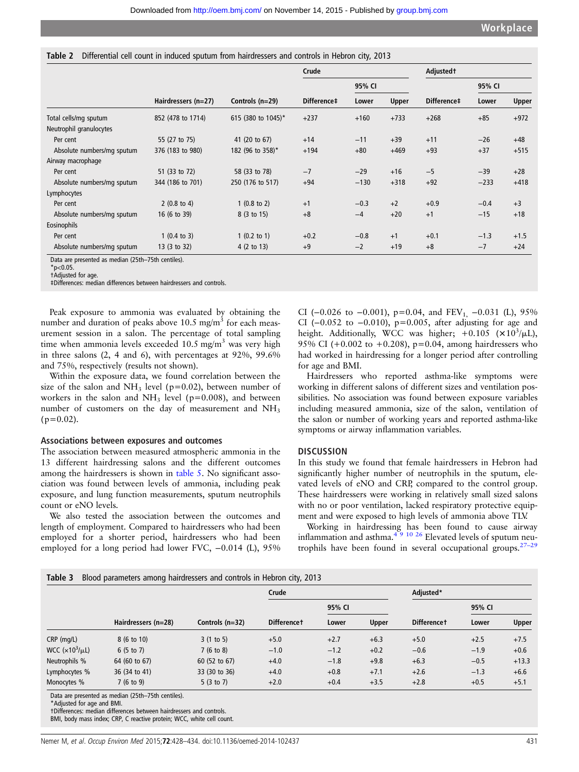Table 2 Differential cell count in induced sputum from hairdressers and controls in Hebron city, 2013

| | | | Crude | | | Adjusted† | | |
|---|---|---|---|---|---|---|---|---|
| | | | | 95% CI | | | 95% CI | |
| | Hairdressers (n=27) | Controls (n=29) | Difference‡ | Lower | Upper | Difference‡ | Lower | Upper |
| Total cells/mg sputum | 852 (478 to 1714) | 615 (380 to 1045)* | +237 | +160 | +733 | +268 | +85 | +972 |
| Neutrophil granulocytes | | | | | | | | |
| Per cent | 55 (27 to 75) | 41 (20 to 67) | +14 | −11 | +39 | +11 | −26 | +48 |
| Absolute numbers/mg sputum | 376 (183 to 980) | 182 (96 to 358)* | +194 | +80 | +469 | +93 | +37 | +515 |
| Airway macrophage | | | | | | | | |
| Per cent | 51 (33 to 72) | 58 (33 to 78) | −7 | −29 | +16 | −5 | −39 | +28 |
| Absolute numbers/mg sputum | 344 (186 to 701) | 250 (176 to 517) | +94 | −130 | +318 | +92 | −233 | +418 |
| Lymphocytes | | | | | | | | |
| Per cent | 2 (0.8 to 4) | 1 (0.8 to 2) | +1 | −0.3 | +2 | +0.9 | −0.4 | +3 |
| Absolute numbers/mg sputum | 16 (6 to 39) | 8 (3 to 15) | +8 | −4 | +20 | +1 | −15 | +18 |
| Eosinophils | | | | | | | | |
| Per cent | 1 (0.4 to 3) | 1 (0.2 to 1) | +0.2 | −0.8 | +1 | +0.1 | −1.3 | +1.5 |
| Absolute numbers/mg sputum | 13 (3 to 32) | 4 (2 to 13) | +9 | −2 | +19 | +8 | −7 | +24 |

Data are presented as median (25th–75th centiles).
*p<0.05.
†Adjusted for age.
‡Differences: median differences between hairdressers and controls.

Peak exposure to ammonia was evaluated by obtaining the number and duration of peaks above 10.5 $mg/m^3$ for each measurement session in a salon. The percentage of total sampling time when ammonia levels exceeded 10.5 $mg/m^3$ was very high in three salons (2, 4 and 6), with percentages at 92%, 99.6% and 75%, respectively (results not shown).

Within the exposure data, we found correlation between the size of the salon and $NH_3$ level (p=0.02), between number of workers in the salon and $NH_3$ level (p=0.008), and between number of customers on the day of measurement and $NH_3$ (p=0.02).

### Associations between exposures and outcomes

The association between measured atmospheric ammonia in the 13 different hairdressing salons and the different outcomes among the hairdressers is shown in table 5. No significant association was found between levels of ammonia, including peak exposure, and lung function measurements, sputum neutrophils count or eNO levels.

We also tested the association between the outcomes and length of employment. Compared to hairdressers who had been employed for a shorter period, hairdressers who had been employed for a long period had lower FVC, −0.014 (L), 95% CI (−0.026 to −0.001), p=0.04, and $FEV_1$, −0.031 (L), 95% CI (−0.052 to −0.010), p=0.005, after adjusting for age and height. Additionally, WCC was higher; +0.105 ($\times 10^3/\mu L$), 95% CI (+0.002 to +0.208), p=0.04, among hairdressers who had worked in hairdressing for a longer period after controlling for age and BMI.

Hairdressers who reported asthma-like symptoms were working in different salons of different sizes and ventilation possibilities. No association was found between exposure variables including measured ammonia, size of the salon, ventilation of the salon or number of working years and reported asthma-like symptoms or airway inflammation variables.

## DISCUSSION

In this study we found that female hairdressers in Hebron had significantly higher number of neutrophils in the sputum, elevated levels of eNO and CRP, compared to the control group. These hairdressers were working in relatively small sized salons with no or poor ventilation, lacked respiratory protective equipment and were exposed to high levels of ammonia above TLV.

Working in hairdressing has been found to cause airway inflammation and asthma.[4 9 10 26] Elevated levels of sputum neutrophils have been found in several occupational groups.[27–29]

Table 3 Blood parameters among hairdressers and controls in Hebron city, 2013

| | | | Crude | | | Adjusted* | | |
|---|---|---|---|---|---|---|---|---|
| | | | | 95% CI | | | 95% CI | |
| | Hairdressers (n=28) | Controls (n=32) | Difference† | Lower | Upper | Difference† | Lower | Upper |
| CRP (mg/L) | 8 (6 to 10) | 3 (1 to 5) | +5.0 | +2.7 | +6.3 | +5.0 | +2.5 | +7.5 |
| WCC ($\times 10^3/\mu L$) | 6 (5 to 7) | 7 (6 to 8) | −1.0 | −1.2 | +0.2 | −0.6 | −1.9 | +0.6 |
| Neutrophils % | 64 (60 to 67) | 60 (52 to 67) | +4.0 | −1.8 | +9.8 | +6.3 | −0.5 | +13.3 |
| Lymphocytes % | 36 (34 to 41) | 33 (30 to 36) | +4.0 | +0.8 | +7.1 | +2.6 | −1.3 | +6.6 |
| Monocytes % | 7 (6 to 9) | 5 (3 to 7) | +2.0 | +0.4 | +3.5 | +2.8 | +0.5 | +5.1 |

Data are presented as median (25th–75th centiles).
*Adjusted for age and BMI.
†Differences: median differences between hairdressers and controls.
BMI, body mass index; CRP, C reactive protein; WCC, white cell count.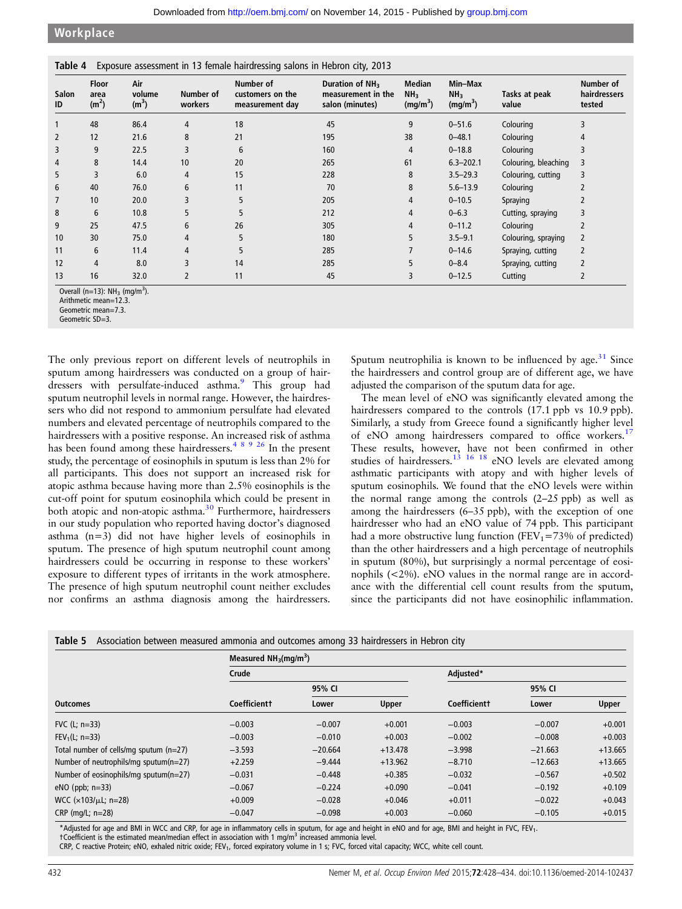**Table 4** Exposure assessment in 13 female hairdressing salons in Hebron city, 2013

| Salon ID | Floor area ($m^2$) | Air volume ($m^3$) | Number of workers | Number of customers on the measurement day | Duration of $NH_3$ measurement in the salon (minutes) | Median $NH_3$ ($mg/m^3$) | Min–Max $NH_3$ ($mg/m^3$) | Tasks at peak value | Number of hairdressers tested |
|---|---|---|---|---|---|---|---|---|---|
| 1 | 48 | 86.4 | 4 | 18 | 45 | 9 | 0–51.6 | Colouring | 3 |
| 2 | 12 | 21.6 | 8 | 21 | 195 | 38 | 0–48.1 | Colouring | 4 |
| 3 | 9 | 22.5 | 3 | 6 | 160 | 4 | 0–18.8 | Colouring | 3 |
| 4 | 8 | 14.4 | 10 | 20 | 265 | 61 | 6.3–202.1 | Colouring, bleaching | 3 |
| 5 | 3 | 6.0 | 4 | 15 | 228 | 8 | 3.5–29.3 | Colouring, cutting | 3 |
| 6 | 40 | 76.0 | 6 | 11 | 70 | 8 | 5.6–13.9 | Colouring | 2 |
| 7 | 10 | 20.0 | 3 | 5 | 205 | 4 | 0–10.5 | Spraying | 2 |
| 8 | 6 | 10.8 | 5 | 5 | 212 | 4 | 0–6.3 | Cutting, spraying | 3 |
| 9 | 25 | 47.5 | 6 | 26 | 305 | 4 | 0–11.2 | Colouring | 2 |
| 10 | 30 | 75.0 | 4 | 5 | 180 | 5 | 3.5–9.1 | Colouring, spraying | 2 |
| 11 | 6 | 11.4 | 4 | 5 | 285 | 7 | 0–14.6 | Spraying, cutting | 2 |
| 12 | 4 | 8.0 | 3 | 14 | 285 | 5 | 0–8.4 | Spraying, cutting | 2 |
| 13 | 16 | 32.0 | 2 | 11 | 45 | 3 | 0–12.5 | Cutting | 2 |

Overall (n=13): $NH_3$ ($mg/m^3$).
Arithmetic mean=12.3.
Geometric mean=7.3.
Geometric SD=3.

The only previous report on different levels of neutrophils in sputum among hairdressers was conducted on a group of hairdressers with persulfate-induced asthma.[9] This group had sputum neutrophil levels in normal range. However, the hairdressers who did not respond to ammonium persulfate had elevated numbers and elevated percentage of neutrophils compared to the hairdressers with a positive response. An increased risk of asthma has been found among these hairdressers.[4 8 9 26] In the present study, the percentage of eosinophils in sputum is less than 2% for all participants. This does not support an increased risk for atopic asthma because having more than 2.5% eosinophils is the cut-off point for sputum eosinophila which could be present in both atopic and non-atopic asthma.[30] Furthermore, hairdressers in our study population who reported having doctor's diagnosed asthma (n=3) did not have higher levels of eosinophils in sputum. The presence of high sputum neutrophil count among hairdressers could be occurring in response to these workers' exposure to different types of irritants in the work atmosphere. The presence of high sputum neutrophil count neither excludes nor confirms an asthma diagnosis among the hairdressers. Sputum neutrophilia is known to be influenced by age.[31] Since the hairdressers and control group are of different age, we have adjusted the comparison of the sputum data for age.

The mean level of eNO was significantly elevated among the hairdressers compared to the controls (17.1 ppb vs 10.9 ppb). Similarly, a study from Greece found a significantly higher level of eNO among hairdressers compared to office workers.[17] These results, however, have not been confirmed in other studies of hairdressers.[13 16 18] eNO levels are elevated among asthmatic participants with atopy and with higher levels of sputum eosinophils. We found that the eNO levels were within the normal range among the controls (2–25 ppb) as well as among the hairdressers (6–35 ppb), with the exception of one hairdresser who had an eNO value of 74 ppb. This participant had a more obstructive lung function ($FEV_1$=73% of predicted) than the other hairdressers and a high percentage of neutrophils in sputum (80%), but surprisingly a normal percentage of eosinophils (<2%). eNO values in the normal range are in accordance with the differential cell count results from the sputum, since the participants did not have eosinophilic inflammation.

**Table 5** Association between measured ammonia and outcomes among 33 hairdressers in Hebron city

| | Measured $NH_3$($mg/m^3$) | | | | | |
|---|---|---|---|---|---|---|
| | Crude | | | Adjusted* | | |
| | | 95% CI | | | 95% CI | |
| Outcomes | Coefficient† | Lower | Upper | Coefficient† | Lower | Upper |
| FVC (L; n=33) | −0.003 | −0.007 | +0.001 | −0.003 | −0.007 | +0.001 |
| $FEV_1$(L; n=33) | −0.003 | −0.010 | +0.003 | −0.002 | −0.008 | +0.003 |
| Total number of cells/mg sputum (n=27) | −3.593 | −20.664 | +13.478 | −3.998 | −21.663 | +13.665 |
| Number of neutrophils/mg sputum(n=27) | +2.259 | −9.444 | +13.962 | −8.710 | −12.663 | +13.665 |
| Number of eosinophils/mg sputum(n=27) | −0.031 | −0.448 | +0.385 | −0.032 | −0.567 | +0.502 |
| eNO (ppb; n=33) | −0.067 | −0.224 | +0.090 | −0.041 | −0.192 | +0.109 |
| WCC (×103/μL; n=28) | +0.009 | −0.028 | +0.046 | +0.011 | −0.022 | +0.043 |
| CRP (mg/L; n=28) | −0.047 | −0.098 | +0.003 | −0.060 | −0.105 | +0.015 |

*Adjusted for age and BMI in WCC and CRP, for age in inflammatory cells in sputum, for age and height in eNO and for age, BMI and height in FVC, $FEV_1$.
†Coefficient is the estimated mean/median effect in association with 1 $mg/m^3$ increased ammonia level.
CRP, C reactive Protein; eNO, exhaled nitric oxide; $FEV_1$, forced expiratory volume in 1 s; FVC, forced vital capacity; WCC, white cell count.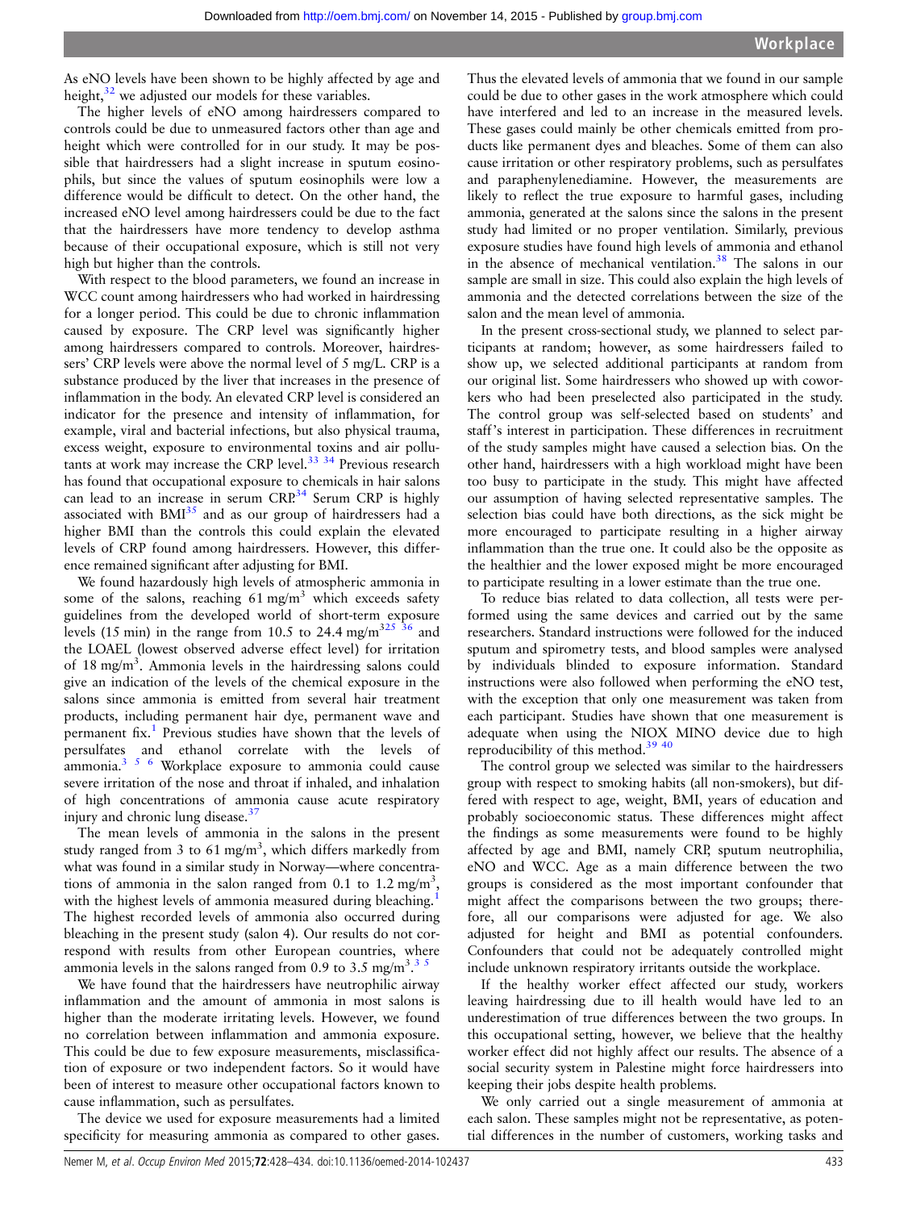As eNO levels have been shown to be highly affected by age and height,[32] we adjusted our models for these variables.

The higher levels of eNO among hairdressers compared to controls could be due to unmeasured factors other than age and height which were controlled for in our study. It may be possible that hairdressers had a slight increase in sputum eosinophils, but since the values of sputum eosinophils were low a difference would be difficult to detect. On the other hand, the increased eNO level among hairdressers could be due to the fact that the hairdressers have more tendency to develop asthma because of their occupational exposure, which is still not very high but higher than the controls.

With respect to the blood parameters, we found an increase in WCC count among hairdressers who had worked in hairdressing for a longer period. This could be due to chronic inflammation caused by exposure. The CRP level was significantly higher among hairdressers compared to controls. Moreover, hairdressers' CRP levels were above the normal level of 5 mg/L. CRP is a substance produced by the liver that increases in the presence of inflammation in the body. An elevated CRP level is considered an indicator for the presence and intensity of inflammation, for example, viral and bacterial infections, but also physical trauma, excess weight, exposure to environmental toxins and air pollutants at work may increase the CRP level.[33 34] Previous research has found that occupational exposure to chemicals in hair salons can lead to an increase in serum CRP.[34] Serum CRP is highly associated with BMI[35] and as our group of hairdressers had a higher BMI than the controls this could explain the elevated levels of CRP found among hairdressers. However, this difference remained significant after adjusting for BMI.

We found hazardously high levels of atmospheric ammonia in some of the salons, reaching 61 mg/m$^3$ which exceeds safety guidelines from the developed world of short-term exposure levels (15 min) in the range from 10.5 to 24.4 mg/m$^3$[25 36] and the LOAEL (lowest observed adverse effect level) for irritation of 18 mg/m$^3$. Ammonia levels in the hairdressing salons could give an indication of the levels of the chemical exposure in the salons since ammonia is emitted from several hair treatment products, including permanent hair dye, permanent wave and permanent fix.[1] Previous studies have shown that the levels of persulfates and ethanol correlate with the levels of ammonia.[3 5 6] Workplace exposure to ammonia could cause severe irritation of the nose and throat if inhaled, and inhalation of high concentrations of ammonia cause acute respiratory injury and chronic lung disease.[37]

The mean levels of ammonia in the salons in the present study ranged from 3 to 61 mg/m$^3$, which differs markedly from what was found in a similar study in Norway—where concentrations of ammonia in the salon ranged from 0.1 to 1.2 mg/m$^3$, with the highest levels of ammonia measured during bleaching.[1] The highest recorded levels of ammonia also occurred during bleaching in the present study (salon 4). Our results do not correspond with results from other European countries, where ammonia levels in the salons ranged from 0.9 to 3.5 mg/m$^3$.[3 5]

We have found that the hairdressers have neutrophilic airway inflammation and the amount of ammonia in most salons is higher than the moderate irritating levels. However, we found no correlation between inflammation and ammonia exposure. This could be due to few exposure measurements, misclassification of exposure or two independent factors. So it would have been of interest to measure other occupational factors known to cause inflammation, such as persulfates.

The device we used for exposure measurements had a limited specificity for measuring ammonia as compared to other gases. Thus the elevated levels of ammonia that we found in our sample could be due to other gases in the work atmosphere which could have interfered and led to an increase in the measured levels. These gases could mainly be other chemicals emitted from products like permanent dyes and bleaches. Some of them can also cause irritation or other respiratory problems, such as persulfates and paraphenylenediamine. However, the measurements are likely to reflect the true exposure to harmful gases, including ammonia, generated at the salons since the salons in the present study had limited or no proper ventilation. Similarly, previous exposure studies have found high levels of ammonia and ethanol in the absence of mechanical ventilation.[38] The salons in our sample are small in size. This could also explain the high levels of ammonia and the detected correlations between the size of the salon and the mean level of ammonia.

In the present cross-sectional study, we planned to select participants at random; however, as some hairdressers failed to show up, we selected additional participants at random from our original list. Some hairdressers who showed up with coworkers who had been preselected also participated in the study. The control group was self-selected based on students' and staff's interest in participation. These differences in recruitment of the study samples might have caused a selection bias. On the other hand, hairdressers with a high workload might have been too busy to participate in the study. This might have affected our assumption of having selected representative samples. The selection bias could have both directions, as the sick might be more encouraged to participate resulting in a higher airway inflammation than the true one. It could also be the opposite as the healthier and the lower exposed might be more encouraged to participate resulting in a lower estimate than the true one.

To reduce bias related to data collection, all tests were performed using the same devices and carried out by the same researchers. Standard instructions were followed for the induced sputum and spirometry tests, and blood samples were analysed by individuals blinded to exposure information. Standard instructions were also followed when performing the eNO test, with the exception that only one measurement was taken from each participant. Studies have shown that one measurement is adequate when using the NIOX MINO device due to high reproducibility of this method.[39 40]

The control group we selected was similar to the hairdressers group with respect to smoking habits (all non-smokers), but differed with respect to age, weight, BMI, years of education and probably socioeconomic status. These differences might affect the findings as some measurements were found to be highly affected by age and BMI, namely CRP, sputum neutrophilia, eNO and WCC. Age as a main difference between the two groups is considered as the most important confounder that might affect the comparisons between the two groups; therefore, all our comparisons were adjusted for age. We also adjusted for height and BMI as potential confounders. Confounders that could not be adequately controlled might include unknown respiratory irritants outside the workplace.

If the healthy worker effect affected our study, workers leaving hairdressing due to ill health would have led to an underestimation of true differences between the two groups. In this occupational setting, however, we believe that the healthy worker effect did not highly affect our results. The absence of a social security system in Palestine might force hairdressers into keeping their jobs despite health problems.

We only carried out a single measurement of ammonia at each salon. These samples might not be representative, as potential differences in the number of customers, working tasks and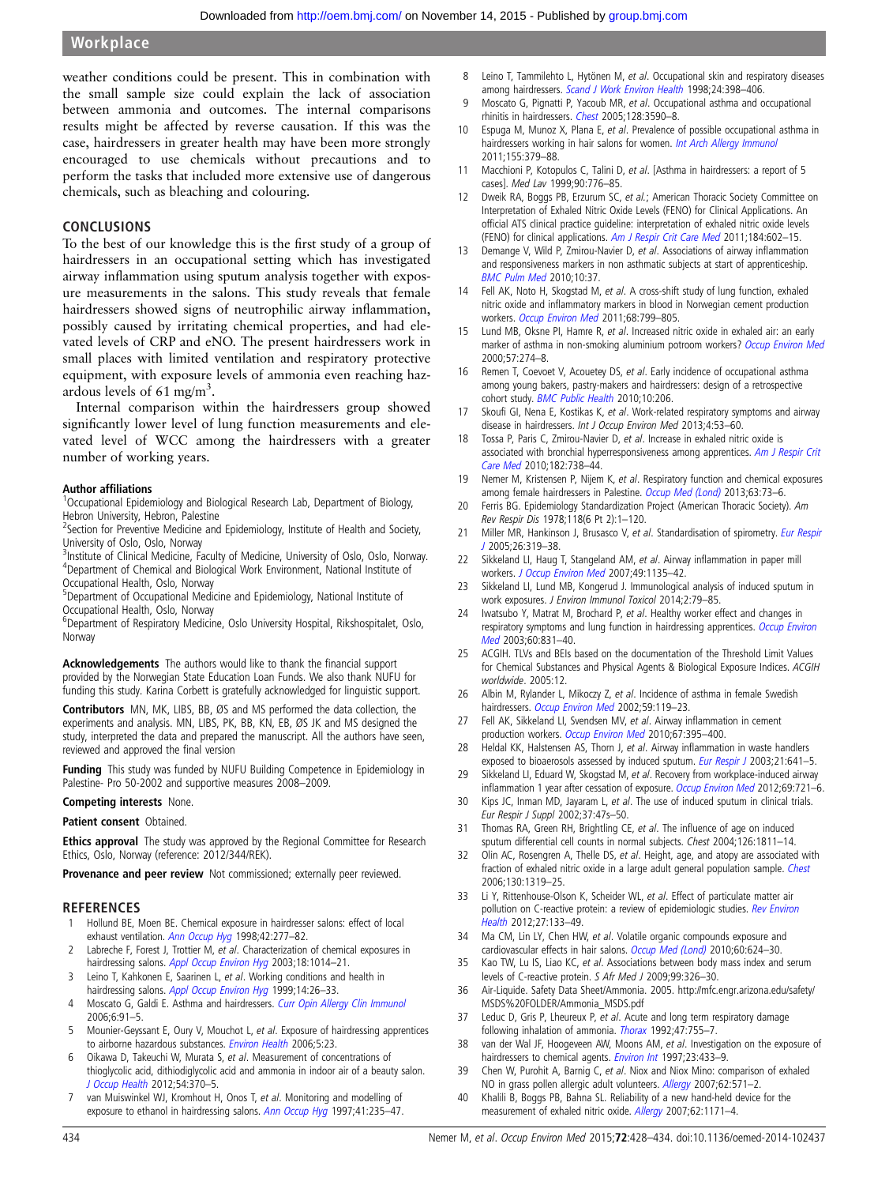weather conditions could be present. This in combination with the small sample size could explain the lack of association between ammonia and outcomes. The internal comparisons results might be affected by reverse causation. If this was the case, hairdressers in greater health may have been more strongly encouraged to use chemicals without precautions and to perform the tasks that included more extensive use of dangerous chemicals, such as bleaching and colouring.

## CONCLUSIONS

To the best of our knowledge this is the first study of a group of hairdressers in an occupational setting which has investigated airway inflammation using sputum analysis together with exposure measurements in the salons. This study reveals that female hairdressers showed signs of neutrophilic airway inflammation, possibly caused by irritating chemical properties, and had elevated levels of CRP and eNO. The present hairdressers work in small places with limited ventilation and respiratory protective equipment, with exposure levels of ammonia even reaching hazardous levels of 61 $mg/m^3$.

Internal comparison within the hairdressers group showed significantly lower level of lung function measurements and elevated level of WCC among the hairdressers with a greater number of working years.

**Author affiliations**
[1]Occupational Epidemiology and Biological Research Lab, Department of Biology, Hebron University, Hebron, Palestine
[2]Section for Preventive Medicine and Epidemiology, Institute of Health and Society, University of Oslo, Oslo, Norway
[3]Institute of Clinical Medicine, Faculty of Medicine, University of Oslo, Oslo, Norway.
[4]Department of Chemical and Biological Work Environment, National Institute of Occupational Health, Oslo, Norway
[5]Department of Occupational Medicine and Epidemiology, National Institute of Occupational Health, Oslo, Norway
[6]Department of Respiratory Medicine, Oslo University Hospital, Rikshospitalet, Oslo, Norway

**Acknowledgements** The authors would like to thank the financial support provided by the Norwegian State Education Loan Funds. We also thank NUFU for funding this study. Karina Corbett is gratefully acknowledged for linguistic support.

**Contributors** MN, MK, LIBS, BB, ØS and MS performed the data collection, the experiments and analysis. MN, LIBS, PK, BB, KN, EB, ØS JK and MS designed the study, interpreted the data and prepared the manuscript. All the authors have seen, reviewed and approved the final version

**Funding** This study was funded by NUFU Building Competence in Epidemiology in Palestine- Pro 50-2002 and supportive measures 2008–2009.

**Competing interests** None.

**Patient consent** Obtained.

**Ethics approval** The study was approved by the Regional Committee for Research Ethics, Oslo, Norway (reference: 2012/344/REK).

**Provenance and peer review** Not commissioned; externally peer reviewed.

## REFERENCES

1. Hollund BE, Moen BE. Chemical exposure in hairdresser salons: effect of local exhaust ventilation. *Ann Occup Hyg* 1998;42:277–82.
2. Labreche F, Forest J, Trottier M, *et al*. Characterization of chemical exposures in hairdressing salons. *Appl Occup Environ Hyg* 2003;18:1014–21.
3. Leino T, Kahkonen E, Saarinen L, *et al*. Working conditions and health in hairdressing salons. *Appl Occup Environ Hyg* 1999;14:26–33.
4. Moscato G, Galdi E. Asthma and hairdressers. *Curr Opin Allergy Clin Immunol* 2006;6:91–5.
5. Mounier-Geyssant E, Oury V, Mouchot L, *et al*. Exposure of hairdressing apprentices to airborne hazardous substances. *Environ Health* 2006;5:23.
6. Oikawa D, Takeuchi W, Murata S, *et al*. Measurement of concentrations of thioglycolic acid, dithiodiglycolic acid and ammonia in indoor air of a beauty salon. *J Occup Health* 2012;54:370–5.
7. van Muiswinkel WJ, Kromhout H, Onos T, *et al*. Monitoring and modelling of exposure to ethanol in hairdressing salons. *Ann Occup Hyg* 1997;41:235–47.
8. Leino T, Tammilehto L, Hytönen M, *et al*. Occupational skin and respiratory diseases among hairdressers. *Scand J Work Environ Health* 1998;24:398–406.
9. Moscato G, Pignatti P, Yacoub MR, *et al*. Occupational asthma and occupational rhinitis in hairdressers. *Chest* 2005;128:3590–8.
10. Espuga M, Munoz X, Plana E, *et al*. Prevalence of possible occupational asthma in hairdressers working in hair salons for women. *Int Arch Allergy Immunol* 2011;155:379–88.
11. Macchioni P, Kotopulos C, Talini D, *et al*. [Asthma in hairdressers: a report of 5 cases]. *Med Lav* 1999;90:776–85.
12. Dweik RA, Boggs PB, Erzurum SC, *et al*.; American Thoracic Society Committee on Interpretation of Exhaled Nitric Oxide Levels (FENO) for Clinical Applications. An official ATS clinical practice guideline: interpretation of exhaled nitric oxide levels (FENO) for clinical applications. *Am J Respir Crit Care Med* 2011;184:602–15.
13. Demange V, Wild P, Zmirou-Navier D, *et al*. Associations of airway inflammation and responsiveness markers in non asthmatic subjects at start of apprenticeship. *BMC Pulm Med* 2010;10:37.
14. Fell AK, Noto H, Skogstad M, *et al*. A cross-shift study of lung function, exhaled nitric oxide and inflammatory markers in blood in Norwegian cement production workers. *Occup Environ Med* 2011;68:799–805.
15. Lund MB, Oksne PI, Hamre R, *et al*. Increased nitric oxide in exhaled air: an early marker of asthma in non-smoking aluminium potroom workers? *Occup Environ Med* 2000;57:274–8.
16. Remen T, Coevoet V, Acouetey DS, *et al*. Early incidence of occupational asthma among young bakers, pastry-makers and hairdressers: design of a retrospective cohort study. *BMC Public Health* 2010;10:206.
17. Skoufi GI, Nena E, Kostikas K, *et al*. Work-related respiratory symptoms and airway disease in hairdressers. *Int J Occup Environ Med* 2013;4:53–60.
18. Tossa P, Paris C, Zmirou-Navier D, *et al*. Increase in exhaled nitric oxide is associated with bronchial hyperresponsiveness among apprentices. *Am J Respir Crit Care Med* 2010;182:738–44.
19. Nemer M, Kristensen P, Nijem K, *et al*. Respiratory function and chemical exposures among female hairdressers in Palestine. *Occup Med (Lond)* 2013;63:73–6.
20. Ferris BG. Epidemiology Standardization Project (American Thoracic Society). *Am Rev Respir Dis* 1978;118(6 Pt 2):1–120.
21. Miller MR, Hankinson J, Brusasco V, *et al*. Standardisation of spirometry. *Eur Respir J* 2005;26:319–38.
22. Sikkeland LI, Haug T, Stangeland AM, *et al*. Airway inflammation in paper mill workers. *J Occup Environ Med* 2007;49:1135–42.
23. Sikkeland LI, Lund MB, Kongerud J. Immunological analysis of induced sputum in work exposures. *J Environ Immunol Toxicol* 2014;2:79–85.
24. Iwatsubo Y, Matrat M, Brochard P, *et al*. Healthy worker effect and changes in respiratory symptoms and lung function in hairdressing apprentices. *Occup Environ Med* 2003;60:831–40.
25. ACGIH. TLVs and BEIs based on the documentation of the Threshold Limit Values for Chemical Substances and Physical Agents & Biological Exposure Indices. *ACGIH worldwide*. 2005:12.
26. Albin M, Rylander L, Mikoczy Z, *et al*. Incidence of asthma in female Swedish hairdressers. *Occup Environ Med* 2002;59:119–23.
27. Fell AK, Sikkeland LI, Svendsen MV, *et al*. Airway inflammation in cement production workers. *Occup Environ Med* 2010;67:395–400.
28. Heldal KK, Halstensen AS, Thorn J, *et al*. Airway inflammation in waste handlers exposed to bioaerosols assessed by induced sputum. *Eur Respir J* 2003;21:641–5.
29. Sikkeland LI, Eduard W, Skogstad M, *et al*. Recovery from workplace-induced airway inflammation 1 year after cessation of exposure. *Occup Environ Med* 2012;69:721–6.
30. Kips JC, Inman MD, Jayaram L, *et al*. The use of induced sputum in clinical trials. *Eur Respir J Suppl* 2002;37:47s–50.
31. Thomas RA, Green RH, Brightling CE, *et al*. The influence of age on induced sputum differential cell counts in normal subjects. *Chest* 2004;126:1811–14.
32. Olin AC, Rosengren A, Thelle DS, *et al*. Height, age, and atopy are associated with fraction of exhaled nitric oxide in a large adult general population sample. *Chest* 2006;130:1319–25.
33. Li Y, Rittenhouse-Olson K, Scheider WL, *et al*. Effect of particulate matter air pollution on C-reactive protein: a review of epidemiologic studies. *Rev Environ Health* 2012;27:133–49.
34. Ma CM, Lin LY, Chen HW, *et al*. Volatile organic compounds exposure and cardiovascular effects in hair salons. *Occup Med (Lond)* 2010;60:624–30.
35. Kao TW, Lu IS, Liao KC, *et al*. Associations between body mass index and serum levels of C-reactive protein. *S Afr Med J* 2009;99:326–30.
36. Air-Liquide. Safety Data Sheet/Ammonia. 2005. http://mfc.engr.arizona.edu/safety/MSDS%20FOLDER/Ammonia_MSDS.pdf
37. Leduc D, Gris P, Lheureux P, *et al*. Acute and long term respiratory damage following inhalation of ammonia. *Thorax* 1992;47:755–7.
38. van der Wal JF, Hoogeveen AW, Moons AM, *et al*. Investigation on the exposure of hairdressers to chemical agents. *Environ Int* 1997;23:433–9.
39. Chen W, Purohit A, Barnig C, *et al*. Niox and Niox Mino: comparison of exhaled NO in grass pollen allergic adult volunteers. *Allergy* 2007;62:571–2.
40. Khalili B, Boggs PB, Bahna SL. Reliability of a new hand-held device for the measurement of exhaled nitric oxide. *Allergy* 2007;62:1171–4.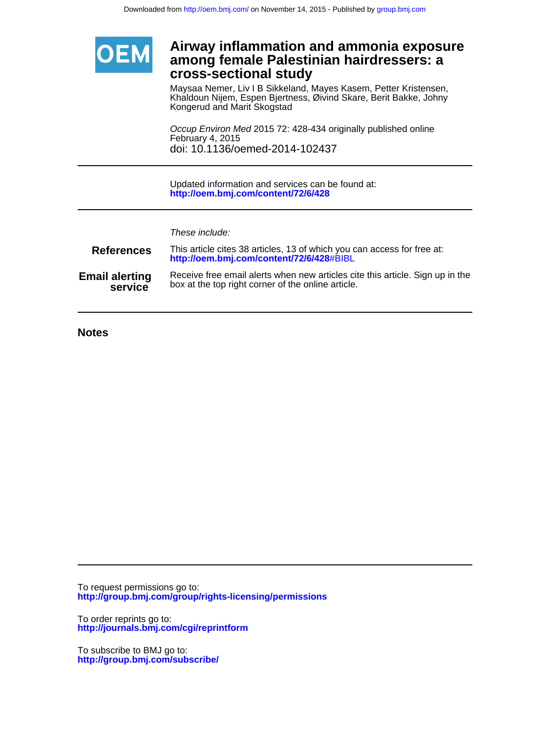Downloaded from http://oem.bmj.com/ on November 14, 2015 - Published by group.bmj.com

OEM

# Airway inflammation and ammonia exposure among female Palestinian hairdressers: a cross-sectional study

Maysaa Nemer, Liv I B Sikkeland, Mayes Kasem, Petter Kristensen, Khaldoun Nijem, Espen Bjertness, Øivind Skare, Berit Bakke, Johny Kongerud and Marit Skogstad

*Occup Environ Med* 2015 72: 428-434 originally published online February 4, 2015
doi: 10.1136/oemed-2014-102437

---

Updated information and services can be found at:
**http://oem.bmj.com/content/72/6/428**

---

*These include:*

**References** This article cites 38 articles, 13 of which you can access for free at:
**http://oem.bmj.com/content/72/6/428**#BIBL

**Email alerting service** Receive free email alerts when new articles cite this article. Sign up in the box at the top right corner of the online article.

---

## Notes

---

To request permissions go to:
**http://group.bmj.com/group/rights-licensing/permissions**

To order reprints go to:
**http://journals.bmj.com/cgi/reprintform**

To subscribe to BMJ go to:
**http://group.bmj.com/subscribe/**